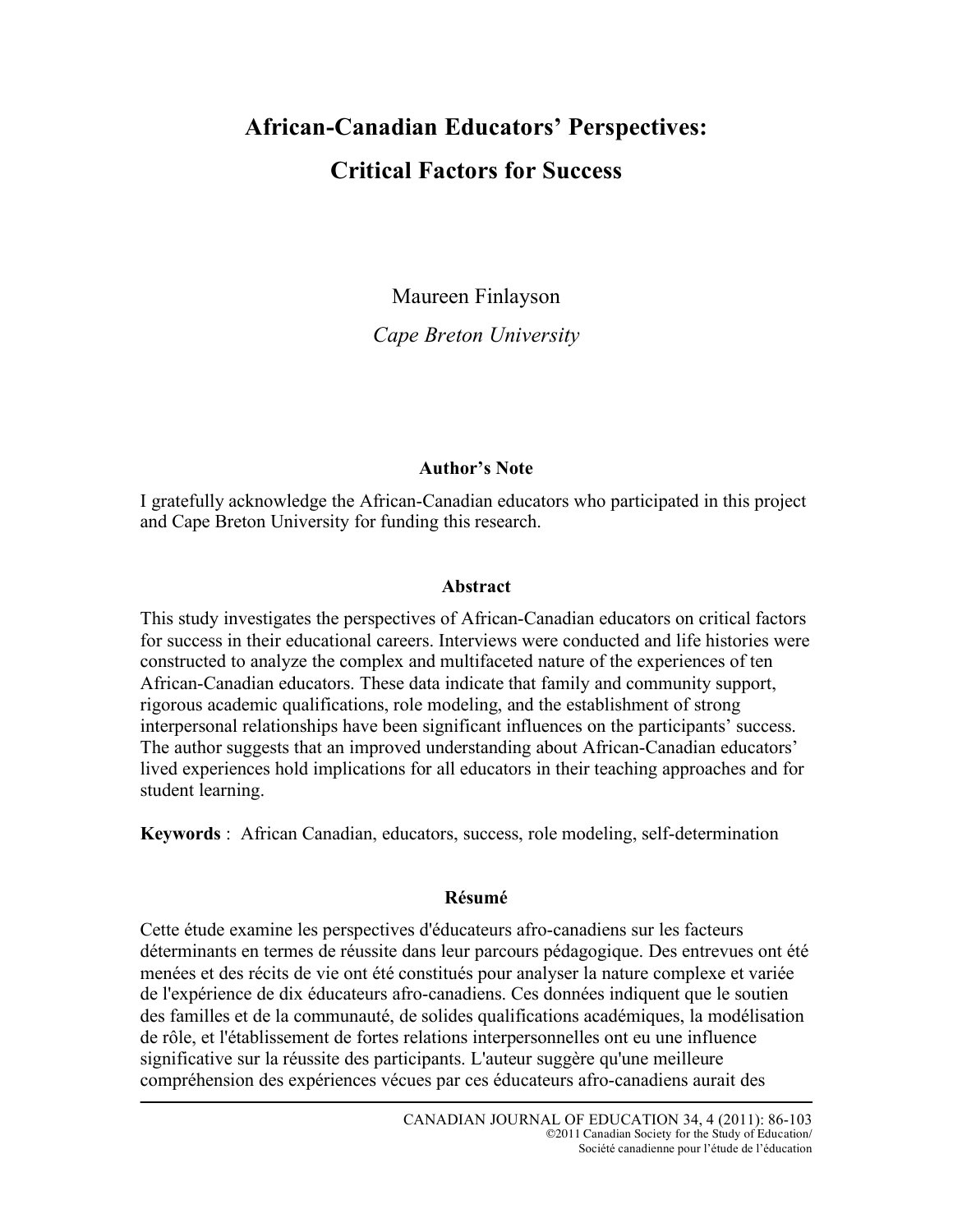# African-Canadian Educators' Perspectives: Critical Factors for Success

Maureen Finlayson

*Cape Breton University*

### Author's Note

I gratefully acknowledge the African-Canadian educators who participated in this project and Cape Breton University for funding this research.

### Abstract

This study investigates the perspectives of African-Canadian educators on critical factors for success in their educational careers. Interviews were conducted and life histories were constructed to analyze the complex and multifaceted nature of the experiences of ten African-Canadian educators. These data indicate that family and community support, rigorous academic qualifications, role modeling, and the establishment of strong interpersonal relationships have been significant influences on the participants' success. The author suggests that an improved understanding about African-Canadian educators' lived experiences hold implications for all educators in their teaching approaches and for student learning.

**Keywords** : African Canadian, educators, success, role modeling, self-determination

### Résumé

Cette étude examine les perspectives d'éducateurs afro-canadiens sur les facteurs déterminants en termes de réussite dans leur parcours pédagogique. Des entrevues ont été menées et des récits de vie ont été constitués pour analyser la nature complexe et variée de l'expérience de dix éducateurs afro-canadiens. Ces données indiquent que le soutien des familles et de la communauté, de solides qualifications académiques, la modélisation de rôle, et l'établissement de fortes relations interpersonnelles ont eu une influence significative sur la réussite des participants. L'auteur suggère qu'une meilleure compréhension des expériences vécues par ces éducateurs afro-canadiens aurait des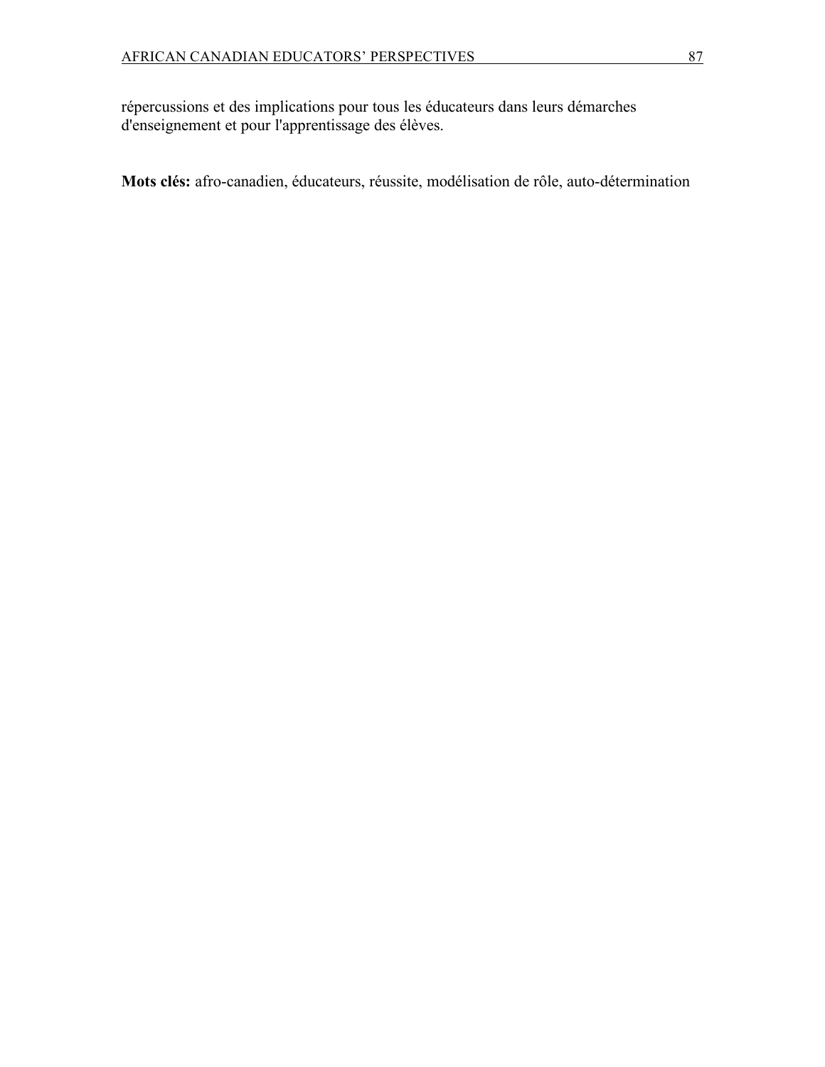répercussions et des implications pour tous les éducateurs dans leurs démarches d'enseignement et pour l'apprentissage des élèves.

**Mots clés:** afro-canadien, éducateurs, réussite, modélisation de rôle, auto-détermination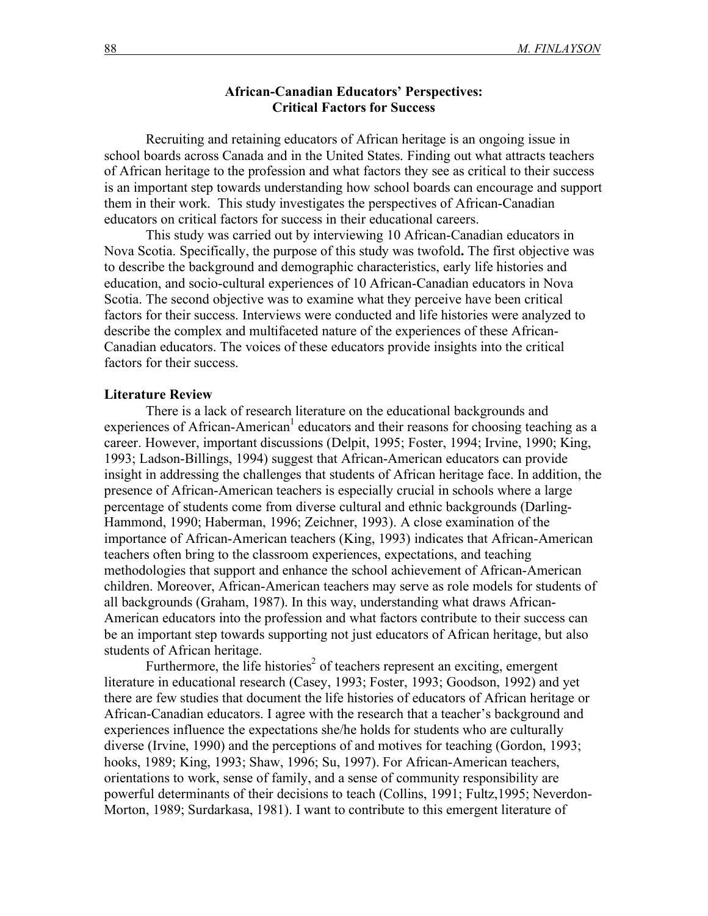## African-Canadian Educators' Perspectives: Critical Factors for Success

Recruiting and retaining educators of African heritage is an ongoing issue in school boards across Canada and in the United States. Finding out what attracts teachers of African heritage to the profession and what factors they see as critical to their success is an important step towards understanding how school boards can encourage and support them in their work. This study investigates the perspectives of African-Canadian educators on critical factors for success in their educational careers.

This study was carried out by interviewing 10 African-Canadian educators in Nova Scotia. Specifically, the purpose of this study was twofold**.** The first objective was to describe the background and demographic characteristics, early life histories and education, and socio-cultural experiences of 10 African-Canadian educators in Nova Scotia. The second objective was to examine what they perceive have been critical factors for their success. Interviews were conducted and life histories were analyzed to describe the complex and multifaceted nature of the experiences of these African-Canadian educators. The voices of these educators provide insights into the critical factors for their success.

### Literature Review

There is a lack of research literature on the educational backgrounds and experiences of African-American[1] educators and their reasons for choosing teaching as a career. However, important discussions (Delpit, 1995; Foster, 1994; Irvine, 1990; King, 1993; Ladson-Billings, 1994) suggest that African-American educators can provide insight in addressing the challenges that students of African heritage face. In addition, the presence of African-American teachers is especially crucial in schools where a large percentage of students come from diverse cultural and ethnic backgrounds (Darling-Hammond, 1990; Haberman, 1996; Zeichner, 1993). A close examination of the importance of African-American teachers (King, 1993) indicates that African-American teachers often bring to the classroom experiences, expectations, and teaching methodologies that support and enhance the school achievement of African-American children. Moreover, African-American teachers may serve as role models for students of all backgrounds (Graham, 1987). In this way, understanding what draws African-American educators into the profession and what factors contribute to their success can be an important step towards supporting not just educators of African heritage, but also students of African heritage.

Furthermore, the life histories[2] of teachers represent an exciting, emergent literature in educational research (Casey, 1993; Foster, 1993; Goodson, 1992) and yet there are few studies that document the life histories of educators of African heritage or African-Canadian educators. I agree with the research that a teacher's background and experiences influence the expectations she/he holds for students who are culturally diverse (Irvine, 1990) and the perceptions of and motives for teaching (Gordon, 1993; hooks, 1989; King, 1993; Shaw, 1996; Su, 1997). For African-American teachers, orientations to work, sense of family, and a sense of community responsibility are powerful determinants of their decisions to teach (Collins, 1991; Fultz,1995; Neverdon-Morton, 1989; Surdarkasa, 1981). I want to contribute to this emergent literature of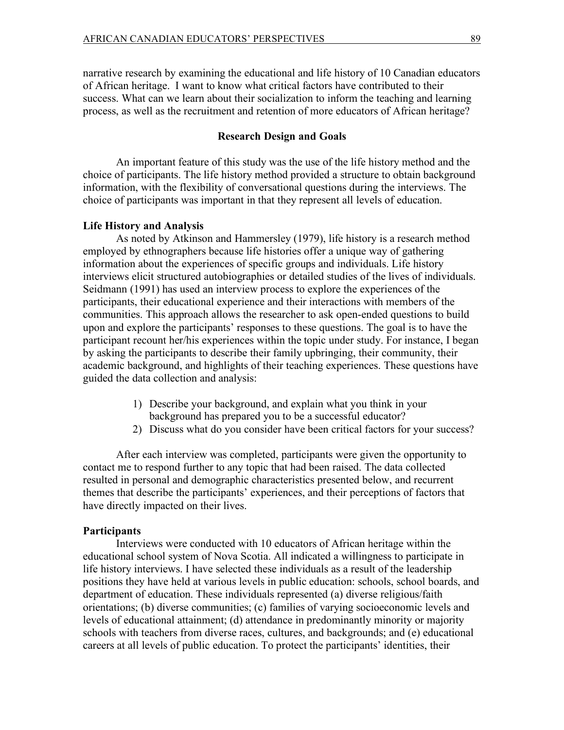narrative research by examining the educational and life history of 10 Canadian educators of African heritage. I want to know what critical factors have contributed to their success. What can we learn about their socialization to inform the teaching and learning process, as well as the recruitment and retention of more educators of African heritage?

## Research Design and Goals

An important feature of this study was the use of the life history method and the choice of participants. The life history method provided a structure to obtain background information, with the flexibility of conversational questions during the interviews. The choice of participants was important in that they represent all levels of education.

### Life History and Analysis

As noted by Atkinson and Hammersley (1979), life history is a research method employed by ethnographers because life histories offer a unique way of gathering information about the experiences of specific groups and individuals. Life history interviews elicit structured autobiographies or detailed studies of the lives of individuals. Seidmann (1991) has used an interview process to explore the experiences of the participants, their educational experience and their interactions with members of the communities. This approach allows the researcher to ask open-ended questions to build upon and explore the participants' responses to these questions. The goal is to have the participant recount her/his experiences within the topic under study. For instance, I began by asking the participants to describe their family upbringing, their community, their academic background, and highlights of their teaching experiences. These questions have guided the data collection and analysis:

1) Describe your background, and explain what you think in your background has prepared you to be a successful educator?
2) Discuss what do you consider have been critical factors for your success?

After each interview was completed, participants were given the opportunity to contact me to respond further to any topic that had been raised. The data collected resulted in personal and demographic characteristics presented below, and recurrent themes that describe the participants' experiences, and their perceptions of factors that have directly impacted on their lives.

### Participants

Interviews were conducted with 10 educators of African heritage within the educational school system of Nova Scotia. All indicated a willingness to participate in life history interviews. I have selected these individuals as a result of the leadership positions they have held at various levels in public education: schools, school boards, and department of education. These individuals represented (a) diverse religious/faith orientations; (b) diverse communities; (c) families of varying socioeconomic levels and levels of educational attainment; (d) attendance in predominantly minority or majority schools with teachers from diverse races, cultures, and backgrounds; and (e) educational careers at all levels of public education. To protect the participants' identities, their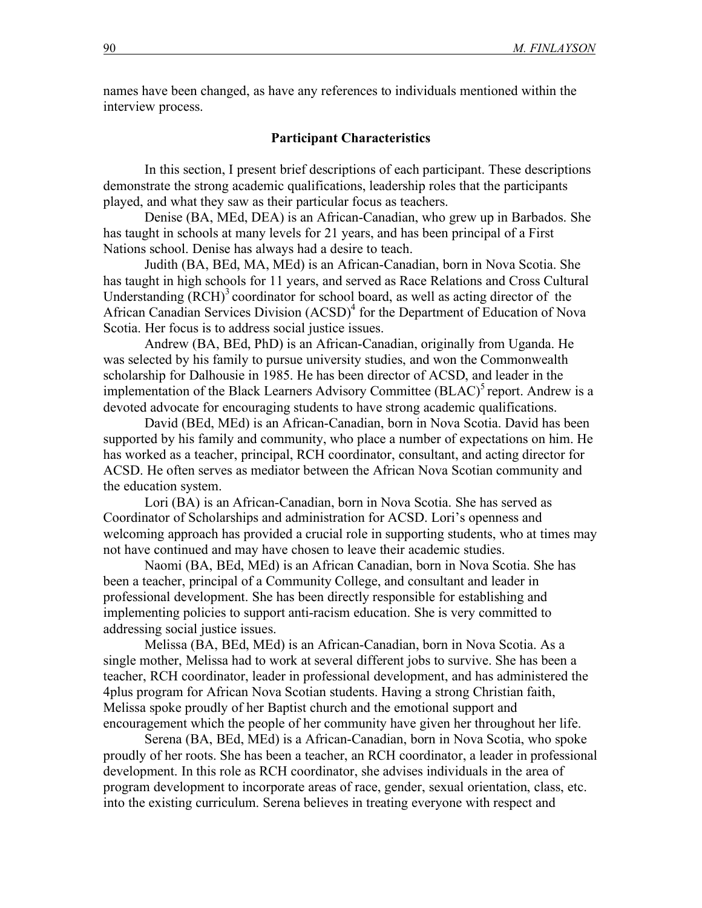names have been changed, as have any references to individuals mentioned within the interview process.

## Participant Characteristics

In this section, I present brief descriptions of each participant. These descriptions demonstrate the strong academic qualifications, leadership roles that the participants played, and what they saw as their particular focus as teachers.

Denise (BA, MEd, DEA) is an African-Canadian, who grew up in Barbados. She has taught in schools at many levels for 21 years, and has been principal of a First Nations school. Denise has always had a desire to teach.

Judith (BA, BEd, MA, MEd) is an African-Canadian, born in Nova Scotia. She has taught in high schools for 11 years, and served as Race Relations and Cross Cultural Understanding (RCH)[3] coordinator for school board, as well as acting director of the African Canadian Services Division (ACSD)[4] for the Department of Education of Nova Scotia. Her focus is to address social justice issues.

Andrew (BA, BEd, PhD) is an African-Canadian, originally from Uganda. He was selected by his family to pursue university studies, and won the Commonwealth scholarship for Dalhousie in 1985. He has been director of ACSD, and leader in the implementation of the Black Learners Advisory Committee (BLAC)[5] report. Andrew is a devoted advocate for encouraging students to have strong academic qualifications.

David (BEd, MEd) is an African-Canadian, born in Nova Scotia. David has been supported by his family and community, who place a number of expectations on him. He has worked as a teacher, principal, RCH coordinator, consultant, and acting director for ACSD. He often serves as mediator between the African Nova Scotian community and the education system.

Lori (BA) is an African-Canadian, born in Nova Scotia. She has served as Coordinator of Scholarships and administration for ACSD. Lori's openness and welcoming approach has provided a crucial role in supporting students, who at times may not have continued and may have chosen to leave their academic studies.

Naomi (BA, BEd, MEd) is an African Canadian, born in Nova Scotia. She has been a teacher, principal of a Community College, and consultant and leader in professional development. She has been directly responsible for establishing and implementing policies to support anti-racism education. She is very committed to addressing social justice issues.

Melissa (BA, BEd, MEd) is an African-Canadian, born in Nova Scotia. As a single mother, Melissa had to work at several different jobs to survive. She has been a teacher, RCH coordinator, leader in professional development, and has administered the 4plus program for African Nova Scotian students. Having a strong Christian faith, Melissa spoke proudly of her Baptist church and the emotional support and encouragement which the people of her community have given her throughout her life.

Serena (BA, BEd, MEd) is a African-Canadian, born in Nova Scotia, who spoke proudly of her roots. She has been a teacher, an RCH coordinator, a leader in professional development. In this role as RCH coordinator, she advises individuals in the area of program development to incorporate areas of race, gender, sexual orientation, class, etc. into the existing curriculum. Serena believes in treating everyone with respect and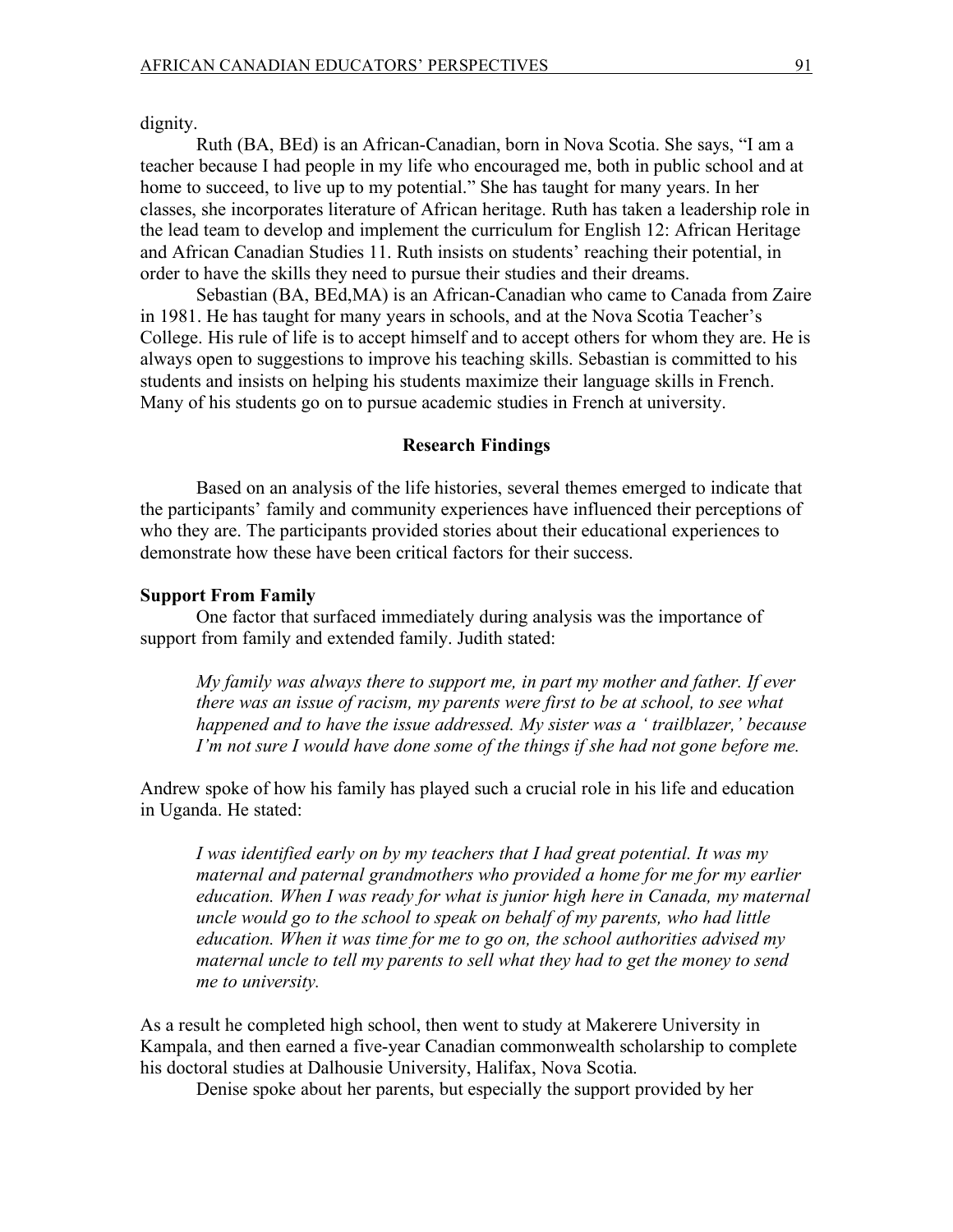dignity.

Ruth (BA, BEd) is an African-Canadian, born in Nova Scotia. She says, "I am a teacher because I had people in my life who encouraged me, both in public school and at home to succeed, to live up to my potential." She has taught for many years. In her classes, she incorporates literature of African heritage. Ruth has taken a leadership role in the lead team to develop and implement the curriculum for English 12: African Heritage and African Canadian Studies 11. Ruth insists on students' reaching their potential, in order to have the skills they need to pursue their studies and their dreams.

Sebastian (BA, BEd,MA) is an African-Canadian who came to Canada from Zaire in 1981. He has taught for many years in schools, and at the Nova Scotia Teacher's College. His rule of life is to accept himself and to accept others for whom they are. He is always open to suggestions to improve his teaching skills. Sebastian is committed to his students and insists on helping his students maximize their language skills in French. Many of his students go on to pursue academic studies in French at university.

## Research Findings

Based on an analysis of the life histories, several themes emerged to indicate that the participants' family and community experiences have influenced their perceptions of who they are. The participants provided stories about their educational experiences to demonstrate how these have been critical factors for their success.

### Support From Family

One factor that surfaced immediately during analysis was the importance of support from family and extended family. Judith stated:

> *My family was always there to support me, in part my mother and father. If ever there was an issue of racism, my parents were first to be at school, to see what happened and to have the issue addressed. My sister was a ' trailblazer,' because I'm not sure I would have done some of the things if she had not gone before me.*

Andrew spoke of how his family has played such a crucial role in his life and education in Uganda. He stated:

> *I was identified early on by my teachers that I had great potential. It was my maternal and paternal grandmothers who provided a home for me for my earlier education. When I was ready for what is junior high here in Canada, my maternal uncle would go to the school to speak on behalf of my parents, who had little education. When it was time for me to go on, the school authorities advised my maternal uncle to tell my parents to sell what they had to get the money to send me to university.*

As a result he completed high school, then went to study at Makerere University in Kampala, and then earned a five-year Canadian commonwealth scholarship to complete his doctoral studies at Dalhousie University, Halifax, Nova Scotia.

Denise spoke about her parents, but especially the support provided by her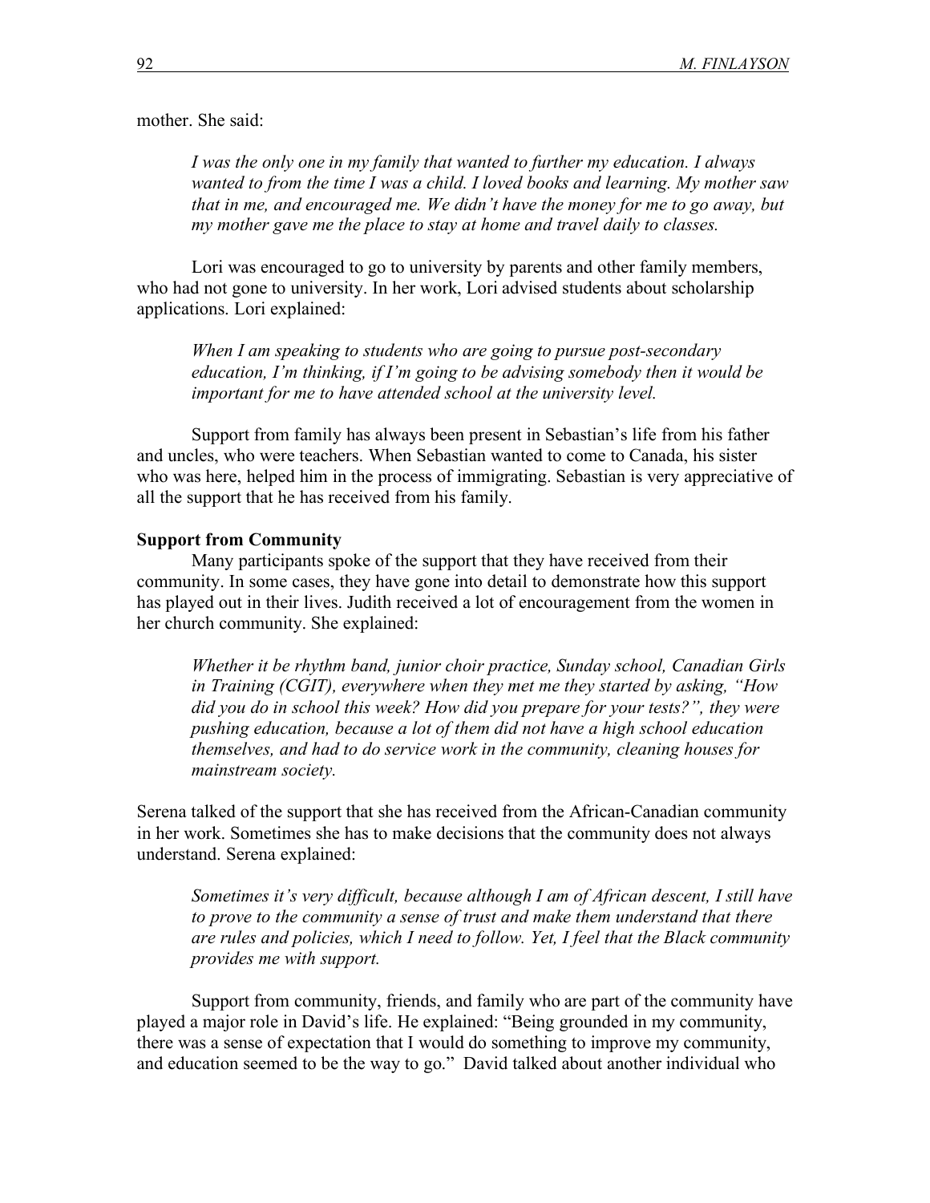mother. She said:

> *I was the only one in my family that wanted to further my education. I always wanted to from the time I was a child. I loved books and learning. My mother saw that in me, and encouraged me. We didn't have the money for me to go away, but my mother gave me the place to stay at home and travel daily to classes.*

Lori was encouraged to go to university by parents and other family members, who had not gone to university. In her work, Lori advised students about scholarship applications. Lori explained:

> *When I am speaking to students who are going to pursue post-secondary education, I'm thinking, if I'm going to be advising somebody then it would be important for me to have attended school at the university level.*

Support from family has always been present in Sebastian's life from his father and uncles, who were teachers. When Sebastian wanted to come to Canada, his sister who was here, helped him in the process of immigrating. Sebastian is very appreciative of all the support that he has received from his family.

**Support from Community**

Many participants spoke of the support that they have received from their community. In some cases, they have gone into detail to demonstrate how this support has played out in their lives. Judith received a lot of encouragement from the women in her church community. She explained:

> *Whether it be rhythm band, junior choir practice, Sunday school, Canadian Girls in Training (CGIT), everywhere when they met me they started by asking, "How did you do in school this week? How did you prepare for your tests?", they were pushing education, because a lot of them did not have a high school education themselves, and had to do service work in the community, cleaning houses for mainstream society.*

Serena talked of the support that she has received from the African-Canadian community in her work. Sometimes she has to make decisions that the community does not always understand. Serena explained:

> *Sometimes it's very difficult, because although I am of African descent, I still have to prove to the community a sense of trust and make them understand that there are rules and policies, which I need to follow. Yet, I feel that the Black community provides me with support.*

Support from community, friends, and family who are part of the community have played a major role in David's life. He explained: "Being grounded in my community, there was a sense of expectation that I would do something to improve my community, and education seemed to be the way to go." David talked about another individual who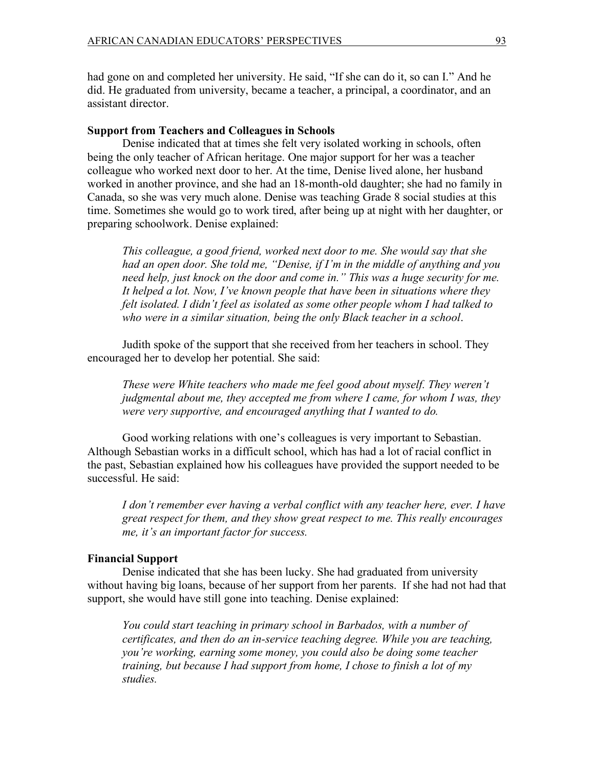had gone on and completed her university. He said, "If she can do it, so can I." And he did. He graduated from university, became a teacher, a principal, a coordinator, and an assistant director.

**Support from Teachers and Colleagues in Schools**

Denise indicated that at times she felt very isolated working in schools, often being the only teacher of African heritage. One major support for her was a teacher colleague who worked next door to her. At the time, Denise lived alone, her husband worked in another province, and she had an 18-month-old daughter; she had no family in Canada, so she was very much alone. Denise was teaching Grade 8 social studies at this time. Sometimes she would go to work tired, after being up at night with her daughter, or preparing schoolwork. Denise explained:

> *This colleague, a good friend, worked next door to me. She would say that she had an open door. She told me, "Denise, if I'm in the middle of anything and you need help, just knock on the door and come in." This was a huge security for me. It helped a lot. Now, I've known people that have been in situations where they felt isolated. I didn't feel as isolated as some other people whom I had talked to who were in a similar situation, being the only Black teacher in a school*.

Judith spoke of the support that she received from her teachers in school. They encouraged her to develop her potential. She said:

> *These were White teachers who made me feel good about myself. They weren't judgmental about me, they accepted me from where I came, for whom I was, they were very supportive, and encouraged anything that I wanted to do.*

Good working relations with one's colleagues is very important to Sebastian. Although Sebastian works in a difficult school, which has had a lot of racial conflict in the past, Sebastian explained how his colleagues have provided the support needed to be successful. He said:

> *I don't remember ever having a verbal conflict with any teacher here, ever. I have great respect for them, and they show great respect to me. This really encourages me, it's an important factor for success.*

**Financial Support**

Denise indicated that she has been lucky. She had graduated from university without having big loans, because of her support from her parents. If she had not had that support, she would have still gone into teaching. Denise explained:

> *You could start teaching in primary school in Barbados, with a number of certificates, and then do an in-service teaching degree. While you are teaching, you're working, earning some money, you could also be doing some teacher training, but because I had support from home, I chose to finish a lot of my studies.*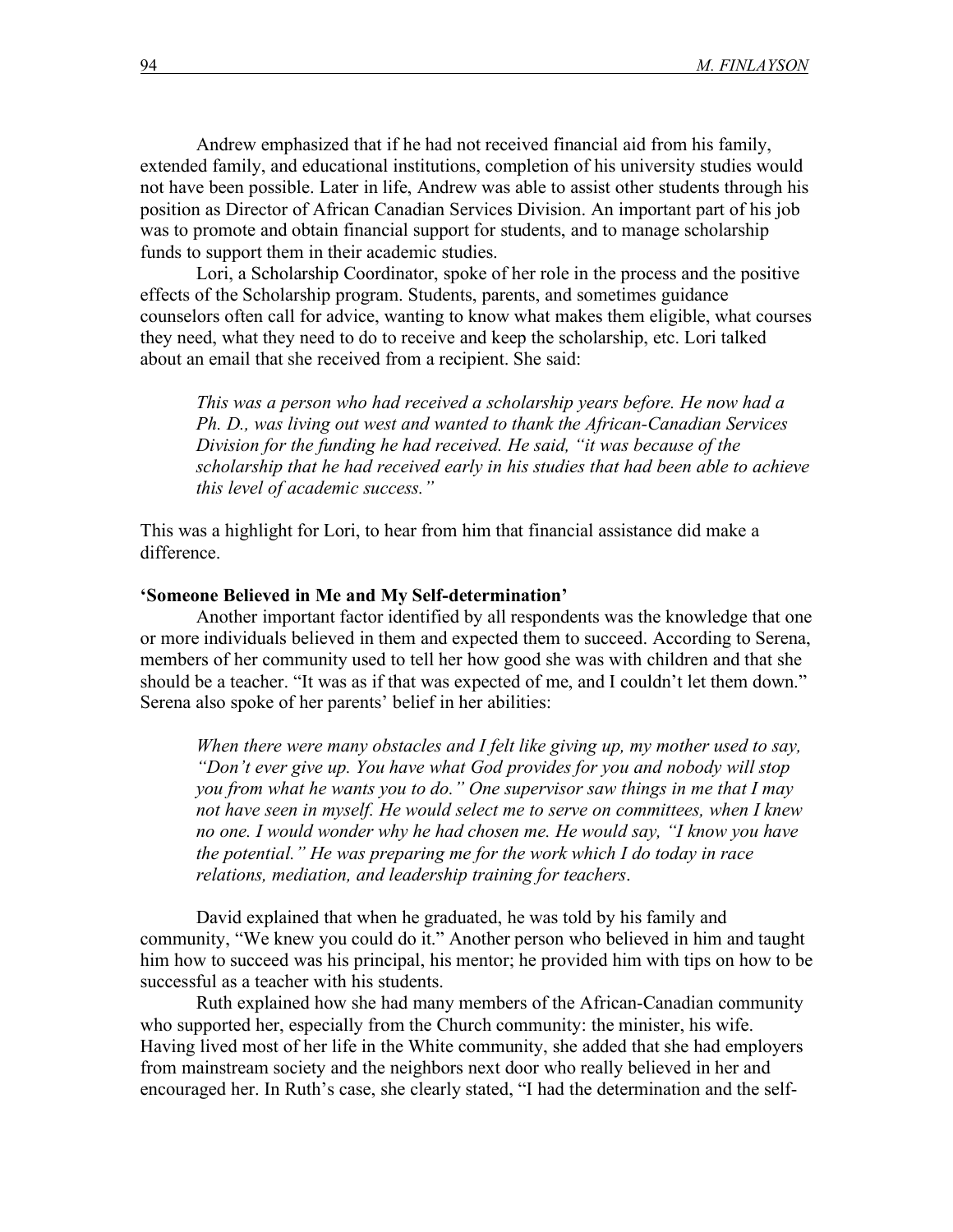Andrew emphasized that if he had not received financial aid from his family, extended family, and educational institutions, completion of his university studies would not have been possible. Later in life, Andrew was able to assist other students through his position as Director of African Canadian Services Division. An important part of his job was to promote and obtain financial support for students, and to manage scholarship funds to support them in their academic studies.

Lori, a Scholarship Coordinator, spoke of her role in the process and the positive effects of the Scholarship program. Students, parents, and sometimes guidance counselors often call for advice, wanting to know what makes them eligible, what courses they need, what they need to do to receive and keep the scholarship, etc. Lori talked about an email that she received from a recipient. She said:

> *This was a person who had received a scholarship years before. He now had a Ph. D., was living out west and wanted to thank the African-Canadian Services Division for the funding he had received. He said, "it was because of the scholarship that he had received early in his studies that had been able to achieve this level of academic success."*

This was a highlight for Lori, to hear from him that financial assistance did make a difference.

**'Someone Believed in Me and My Self-determination'**

Another important factor identified by all respondents was the knowledge that one or more individuals believed in them and expected them to succeed. According to Serena, members of her community used to tell her how good she was with children and that she should be a teacher. "It was as if that was expected of me, and I couldn't let them down." Serena also spoke of her parents' belief in her abilities:

> *When there were many obstacles and I felt like giving up, my mother used to say, "Don't ever give up. You have what God provides for you and nobody will stop you from what he wants you to do." One supervisor saw things in me that I may not have seen in myself. He would select me to serve on committees, when I knew no one. I would wonder why he had chosen me. He would say, "I know you have the potential." He was preparing me for the work which I do today in race relations, mediation, and leadership training for teachers.*

David explained that when he graduated, he was told by his family and community, "We knew you could do it." Another person who believed in him and taught him how to succeed was his principal, his mentor; he provided him with tips on how to be successful as a teacher with his students.

Ruth explained how she had many members of the African-Canadian community who supported her, especially from the Church community: the minister, his wife. Having lived most of her life in the White community, she added that she had employers from mainstream society and the neighbors next door who really believed in her and encouraged her. In Ruth's case, she clearly stated, "I had the determination and the self-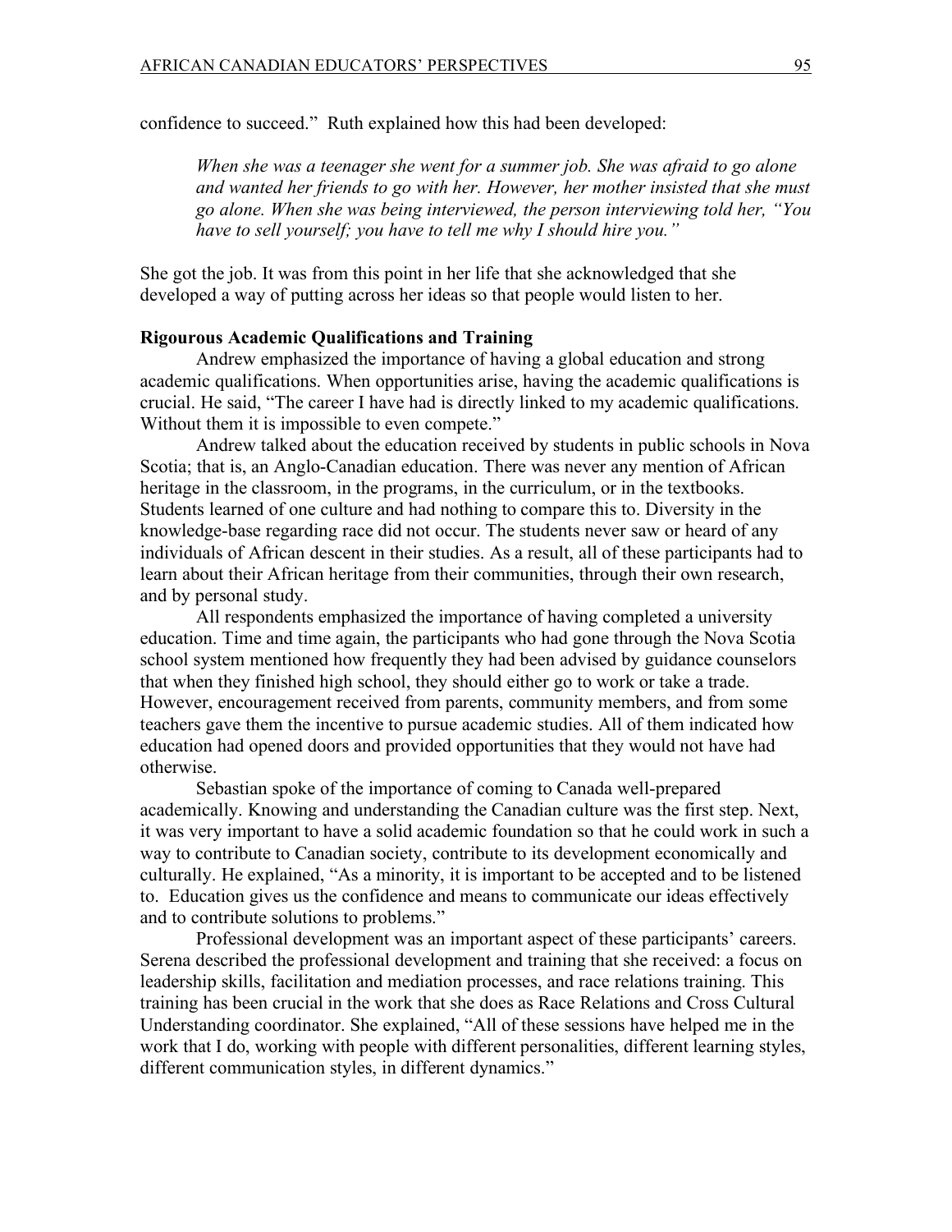confidence to succeed." Ruth explained how this had been developed:

> *When she was a teenager she went for a summer job. She was afraid to go alone and wanted her friends to go with her. However, her mother insisted that she must go alone. When she was being interviewed, the person interviewing told her, "You have to sell yourself; you have to tell me why I should hire you."*

She got the job. It was from this point in her life that she acknowledged that she developed a way of putting across her ideas so that people would listen to her.

**Rigourous Academic Qualifications and Training**

Andrew emphasized the importance of having a global education and strong academic qualifications. When opportunities arise, having the academic qualifications is crucial. He said, "The career I have had is directly linked to my academic qualifications. Without them it is impossible to even compete."

Andrew talked about the education received by students in public schools in Nova Scotia; that is, an Anglo-Canadian education. There was never any mention of African heritage in the classroom, in the programs, in the curriculum, or in the textbooks. Students learned of one culture and had nothing to compare this to. Diversity in the knowledge-base regarding race did not occur. The students never saw or heard of any individuals of African descent in their studies. As a result, all of these participants had to learn about their African heritage from their communities, through their own research, and by personal study.

All respondents emphasized the importance of having completed a university education. Time and time again, the participants who had gone through the Nova Scotia school system mentioned how frequently they had been advised by guidance counselors that when they finished high school, they should either go to work or take a trade. However, encouragement received from parents, community members, and from some teachers gave them the incentive to pursue academic studies. All of them indicated how education had opened doors and provided opportunities that they would not have had otherwise.

Sebastian spoke of the importance of coming to Canada well-prepared academically. Knowing and understanding the Canadian culture was the first step. Next, it was very important to have a solid academic foundation so that he could work in such a way to contribute to Canadian society, contribute to its development economically and culturally. He explained, "As a minority, it is important to be accepted and to be listened to. Education gives us the confidence and means to communicate our ideas effectively and to contribute solutions to problems."

Professional development was an important aspect of these participants' careers. Serena described the professional development and training that she received: a focus on leadership skills, facilitation and mediation processes, and race relations training. This training has been crucial in the work that she does as Race Relations and Cross Cultural Understanding coordinator. She explained, "All of these sessions have helped me in the work that I do, working with people with different personalities, different learning styles, different communication styles, in different dynamics."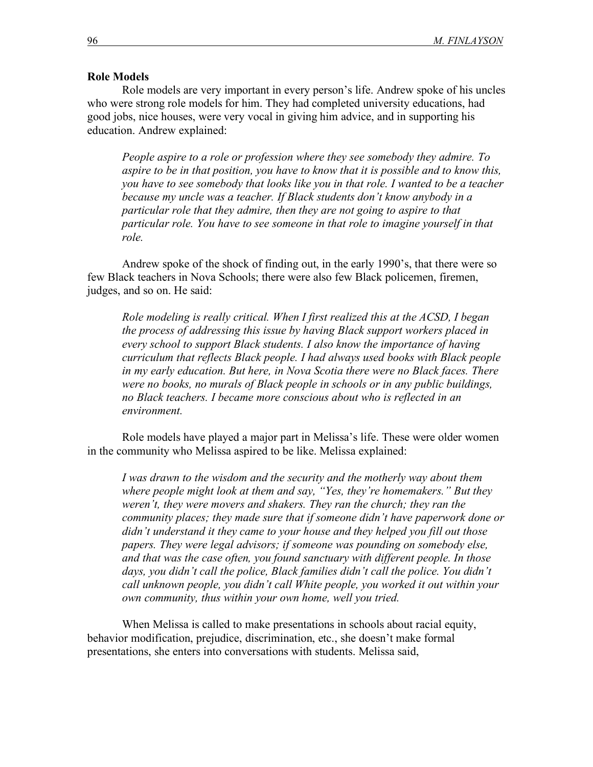**Role Models**

Role models are very important in every person's life. Andrew spoke of his uncles who were strong role models for him. They had completed university educations, had good jobs, nice houses, were very vocal in giving him advice, and in supporting his education. Andrew explained:

> *People aspire to a role or profession where they see somebody they admire. To aspire to be in that position, you have to know that it is possible and to know this, you have to see somebody that looks like you in that role. I wanted to be a teacher because my uncle was a teacher. If Black students don't know anybody in a particular role that they admire, then they are not going to aspire to that particular role. You have to see someone in that role to imagine yourself in that role.*

Andrew spoke of the shock of finding out, in the early 1990's, that there were so few Black teachers in Nova Schools; there were also few Black policemen, firemen, judges, and so on. He said:

> *Role modeling is really critical. When I first realized this at the ACSD, I began the process of addressing this issue by having Black support workers placed in every school to support Black students. I also know the importance of having curriculum that reflects Black people. I had always used books with Black people in my early education. But here, in Nova Scotia there were no Black faces. There were no books, no murals of Black people in schools or in any public buildings, no Black teachers. I became more conscious about who is reflected in an environment.*

Role models have played a major part in Melissa's life. These were older women in the community who Melissa aspired to be like. Melissa explained:

> *I was drawn to the wisdom and the security and the motherly way about them where people might look at them and say, "Yes, they're homemakers." But they weren't, they were movers and shakers. They ran the church; they ran the community places; they made sure that if someone didn't have paperwork done or didn't understand it they came to your house and they helped you fill out those papers. They were legal advisors; if someone was pounding on somebody else, and that was the case often, you found sanctuary with different people. In those days, you didn't call the police, Black families didn't call the police. You didn't call unknown people, you didn't call White people, you worked it out within your own community, thus within your own home, well you tried.*

When Melissa is called to make presentations in schools about racial equity, behavior modification, prejudice, discrimination, etc., she doesn't make formal presentations, she enters into conversations with students. Melissa said,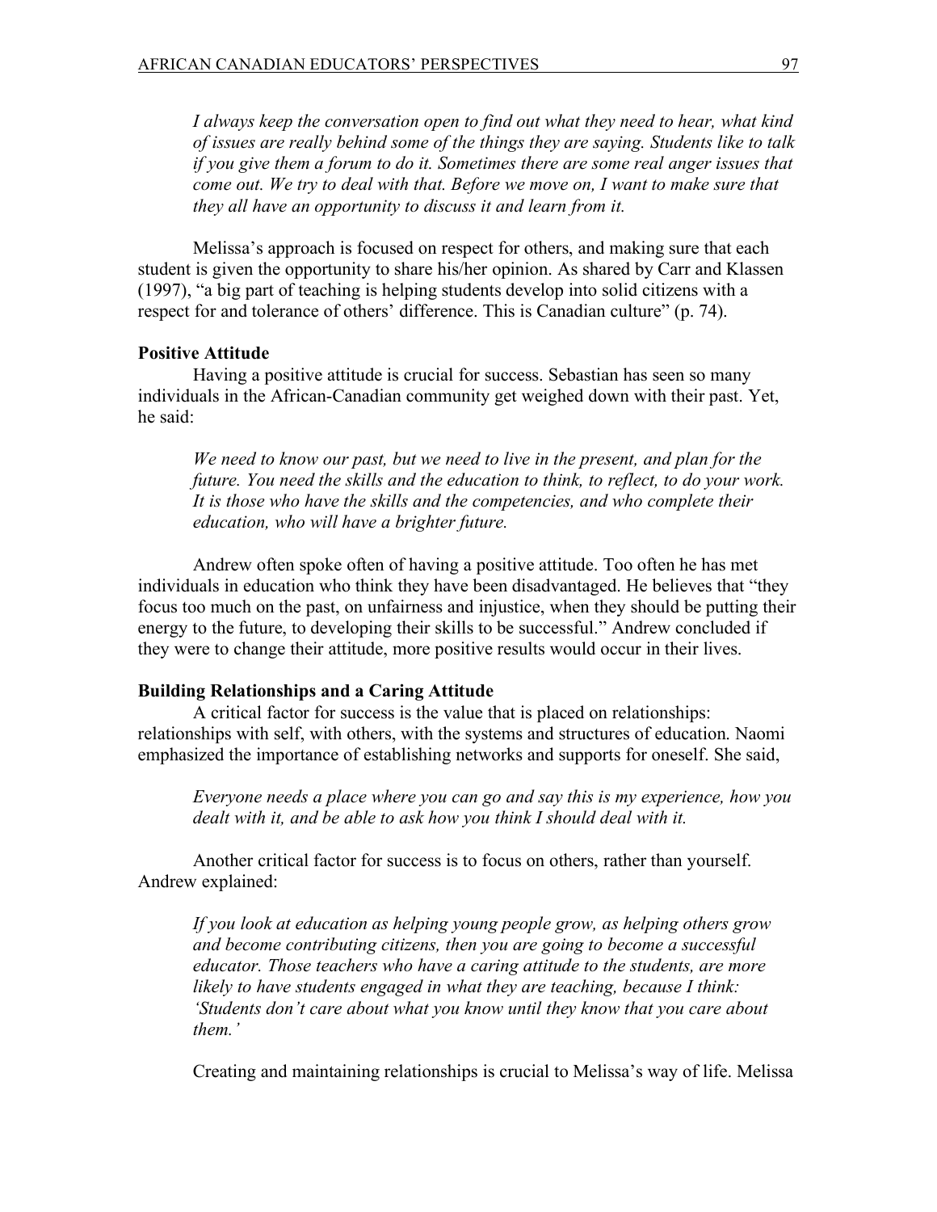*I always keep the conversation open to find out what they need to hear, what kind of issues are really behind some of the things they are saying. Students like to talk if you give them a forum to do it. Sometimes there are some real anger issues that come out. We try to deal with that. Before we move on, I want to make sure that they all have an opportunity to discuss it and learn from it.*

Melissa's approach is focused on respect for others, and making sure that each student is given the opportunity to share his/her opinion. As shared by Carr and Klassen (1997), "a big part of teaching is helping students develop into solid citizens with a respect for and tolerance of others' difference. This is Canadian culture" (p. 74).

**Positive Attitude**

Having a positive attitude is crucial for success. Sebastian has seen so many individuals in the African-Canadian community get weighed down with their past. Yet, he said:

*We need to know our past, but we need to live in the present, and plan for the future. You need the skills and the education to think, to reflect, to do your work. It is those who have the skills and the competencies, and who complete their education, who will have a brighter future.*

Andrew often spoke often of having a positive attitude. Too often he has met individuals in education who think they have been disadvantaged. He believes that "they focus too much on the past, on unfairness and injustice, when they should be putting their energy to the future, to developing their skills to be successful." Andrew concluded if they were to change their attitude, more positive results would occur in their lives.

**Building Relationships and a Caring Attitude**

A critical factor for success is the value that is placed on relationships: relationships with self, with others, with the systems and structures of education. Naomi emphasized the importance of establishing networks and supports for oneself. She said,

*Everyone needs a place where you can go and say this is my experience, how you dealt with it, and be able to ask how you think I should deal with it.*

Another critical factor for success is to focus on others, rather than yourself. Andrew explained:

*If you look at education as helping young people grow, as helping others grow and become contributing citizens, then you are going to become a successful educator. Those teachers who have a caring attitude to the students, are more likely to have students engaged in what they are teaching, because I think: 'Students don't care about what you know until they know that you care about them.'*

Creating and maintaining relationships is crucial to Melissa's way of life. Melissa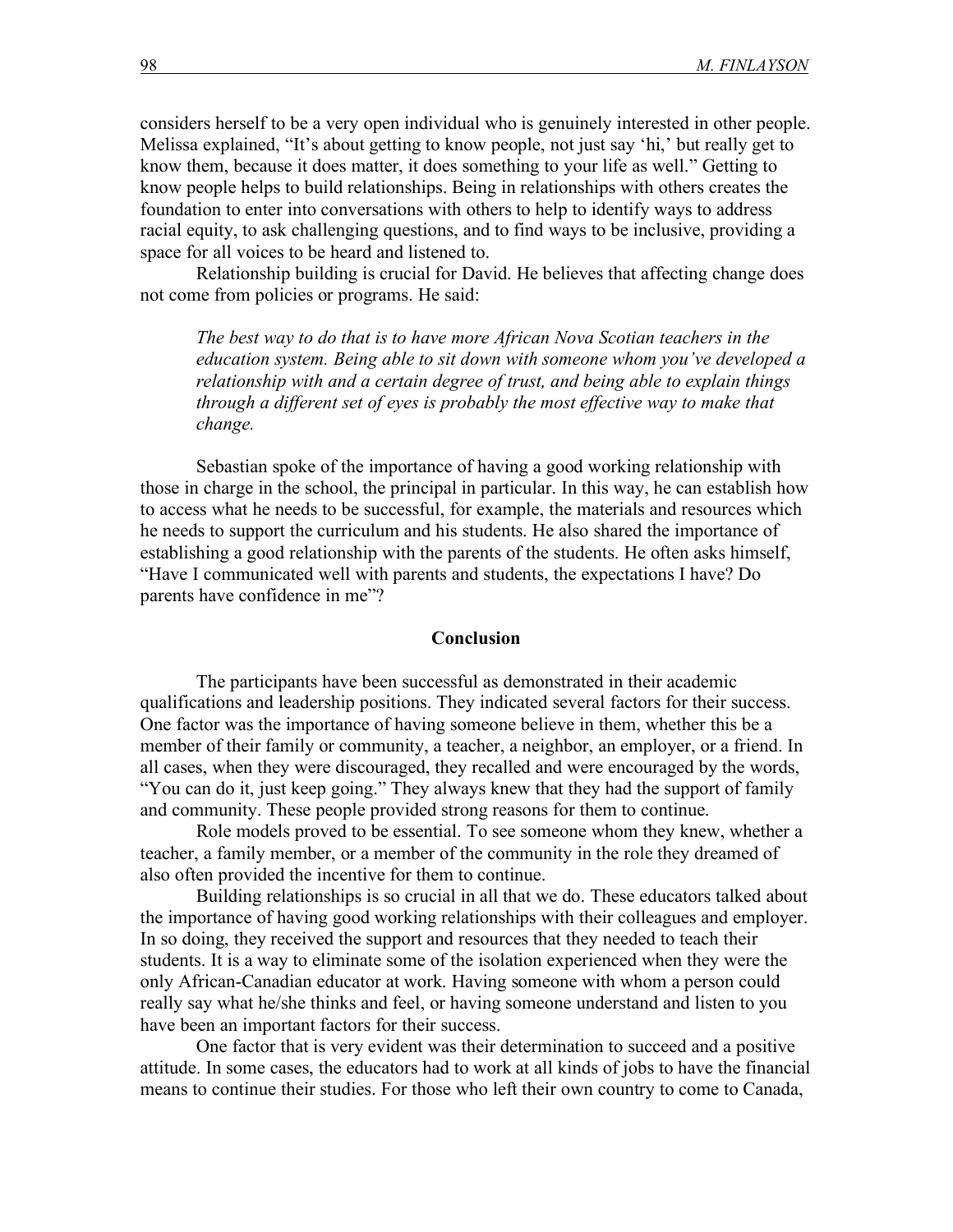considers herself to be a very open individual who is genuinely interested in other people. Melissa explained, "It's about getting to know people, not just say 'hi,' but really get to know them, because it does matter, it does something to your life as well." Getting to know people helps to build relationships. Being in relationships with others creates the foundation to enter into conversations with others to help to identify ways to address racial equity, to ask challenging questions, and to find ways to be inclusive, providing a space for all voices to be heard and listened to.

Relationship building is crucial for David. He believes that affecting change does not come from policies or programs. He said:

> *The best way to do that is to have more African Nova Scotian teachers in the education system. Being able to sit down with someone whom you've developed a relationship with and a certain degree of trust, and being able to explain things through a different set of eyes is probably the most effective way to make that change.*

Sebastian spoke of the importance of having a good working relationship with those in charge in the school, the principal in particular. In this way, he can establish how to access what he needs to be successful, for example, the materials and resources which he needs to support the curriculum and his students. He also shared the importance of establishing a good relationship with the parents of the students. He often asks himself, "Have I communicated well with parents and students, the expectations I have? Do parents have confidence in me"?

## Conclusion

The participants have been successful as demonstrated in their academic qualifications and leadership positions. They indicated several factors for their success. One factor was the importance of having someone believe in them, whether this be a member of their family or community, a teacher, a neighbor, an employer, or a friend. In all cases, when they were discouraged, they recalled and were encouraged by the words, "You can do it, just keep going." They always knew that they had the support of family and community. These people provided strong reasons for them to continue.

Role models proved to be essential. To see someone whom they knew, whether a teacher, a family member, or a member of the community in the role they dreamed of also often provided the incentive for them to continue.

Building relationships is so crucial in all that we do. These educators talked about the importance of having good working relationships with their colleagues and employer. In so doing, they received the support and resources that they needed to teach their students. It is a way to eliminate some of the isolation experienced when they were the only African-Canadian educator at work. Having someone with whom a person could really say what he/she thinks and feel, or having someone understand and listen to you have been an important factors for their success.

One factor that is very evident was their determination to succeed and a positive attitude. In some cases, the educators had to work at all kinds of jobs to have the financial means to continue their studies. For those who left their own country to come to Canada,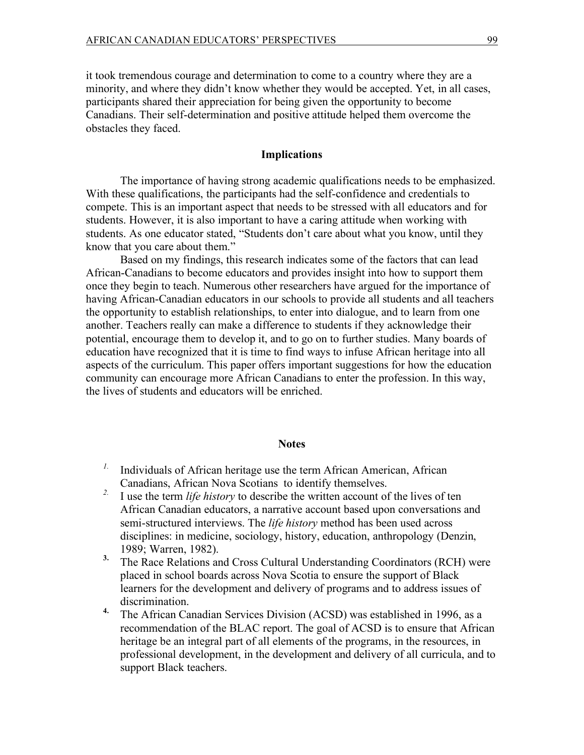it took tremendous courage and determination to come to a country where they are a minority, and where they didn't know whether they would be accepted. Yet, in all cases, participants shared their appreciation for being given the opportunity to become Canadians. Their self-determination and positive attitude helped them overcome the obstacles they faced.

## Implications

The importance of having strong academic qualifications needs to be emphasized. With these qualifications, the participants had the self-confidence and credentials to compete. This is an important aspect that needs to be stressed with all educators and for students. However, it is also important to have a caring attitude when working with students. As one educator stated, "Students don't care about what you know, until they know that you care about them."

Based on my findings, this research indicates some of the factors that can lead African-Canadians to become educators and provides insight into how to support them once they begin to teach. Numerous other researchers have argued for the importance of having African-Canadian educators in our schools to provide all students and all teachers the opportunity to establish relationships, to enter into dialogue, and to learn from one another. Teachers really can make a difference to students if they acknowledge their potential, encourage them to develop it, and to go on to further studies. Many boards of education have recognized that it is time to find ways to infuse African heritage into all aspects of the curriculum. This paper offers important suggestions for how the education community can encourage more African Canadians to enter the profession. In this way, the lives of students and educators will be enriched.

## Notes

1. Individuals of African heritage use the term African American, African Canadians, African Nova Scotians to identify themselves.
2. I use the term *life history* to describe the written account of the lives of ten African Canadian educators, a narrative account based upon conversations and semi-structured interviews. The *life history* method has been used across disciplines: in medicine, sociology, history, education, anthropology (Denzin, 1989; Warren, 1982).
3. The Race Relations and Cross Cultural Understanding Coordinators (RCH) were placed in school boards across Nova Scotia to ensure the support of Black learners for the development and delivery of programs and to address issues of discrimination.
4. The African Canadian Services Division (ACSD) was established in 1996, as a recommendation of the BLAC report. The goal of ACSD is to ensure that African heritage be an integral part of all elements of the programs, in the resources, in professional development, in the development and delivery of all curricula, and to support Black teachers.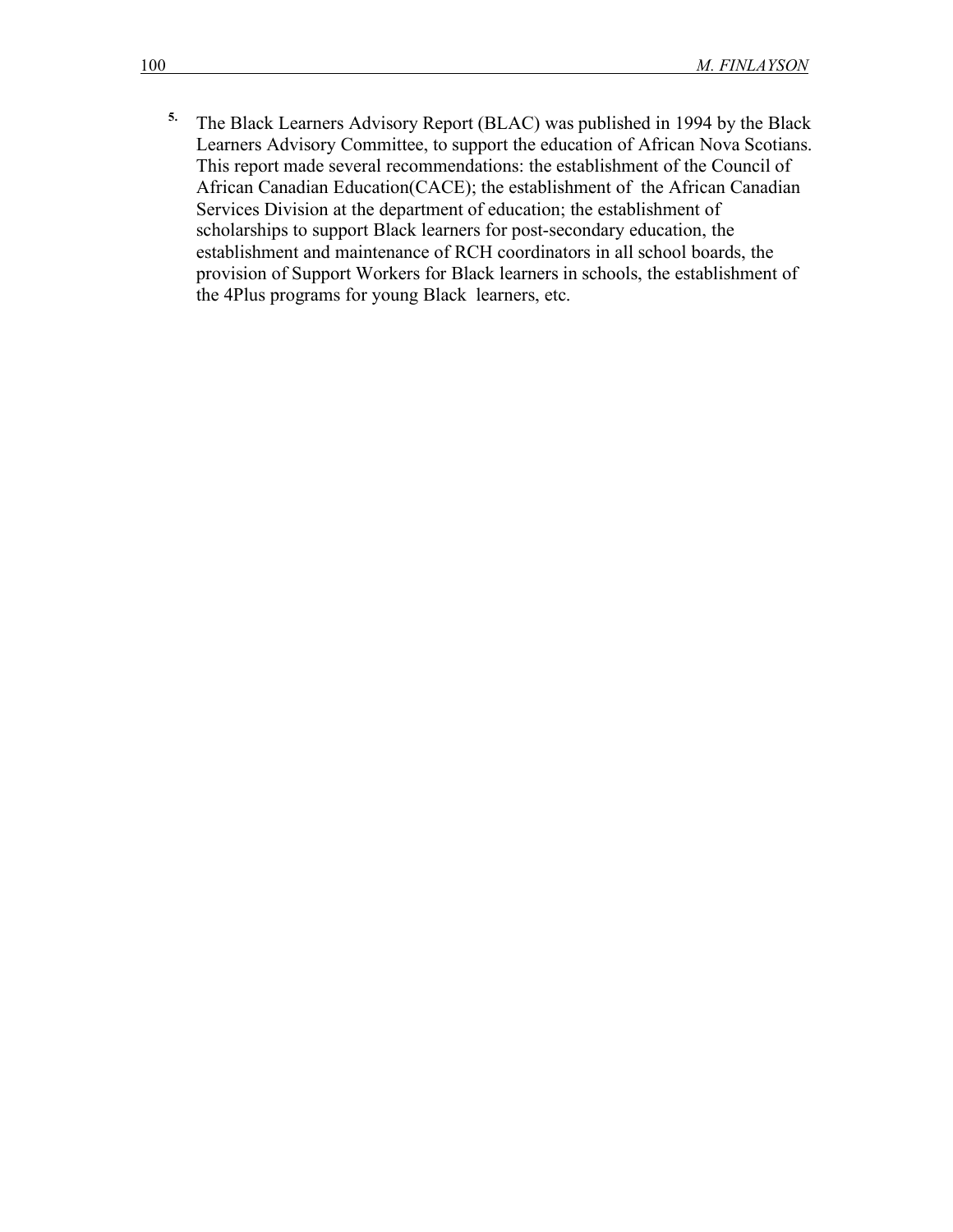[5] The Black Learners Advisory Report (BLAC) was published in 1994 by the Black Learners Advisory Committee, to support the education of African Nova Scotians. This report made several recommendations: the establishment of the Council of African Canadian Education(CACE); the establishment of the African Canadian Services Division at the department of education; the establishment of scholarships to support Black learners for post-secondary education, the establishment and maintenance of RCH coordinators in all school boards, the provision of Support Workers for Black learners in schools, the establishment of the 4Plus programs for young Black learners, etc.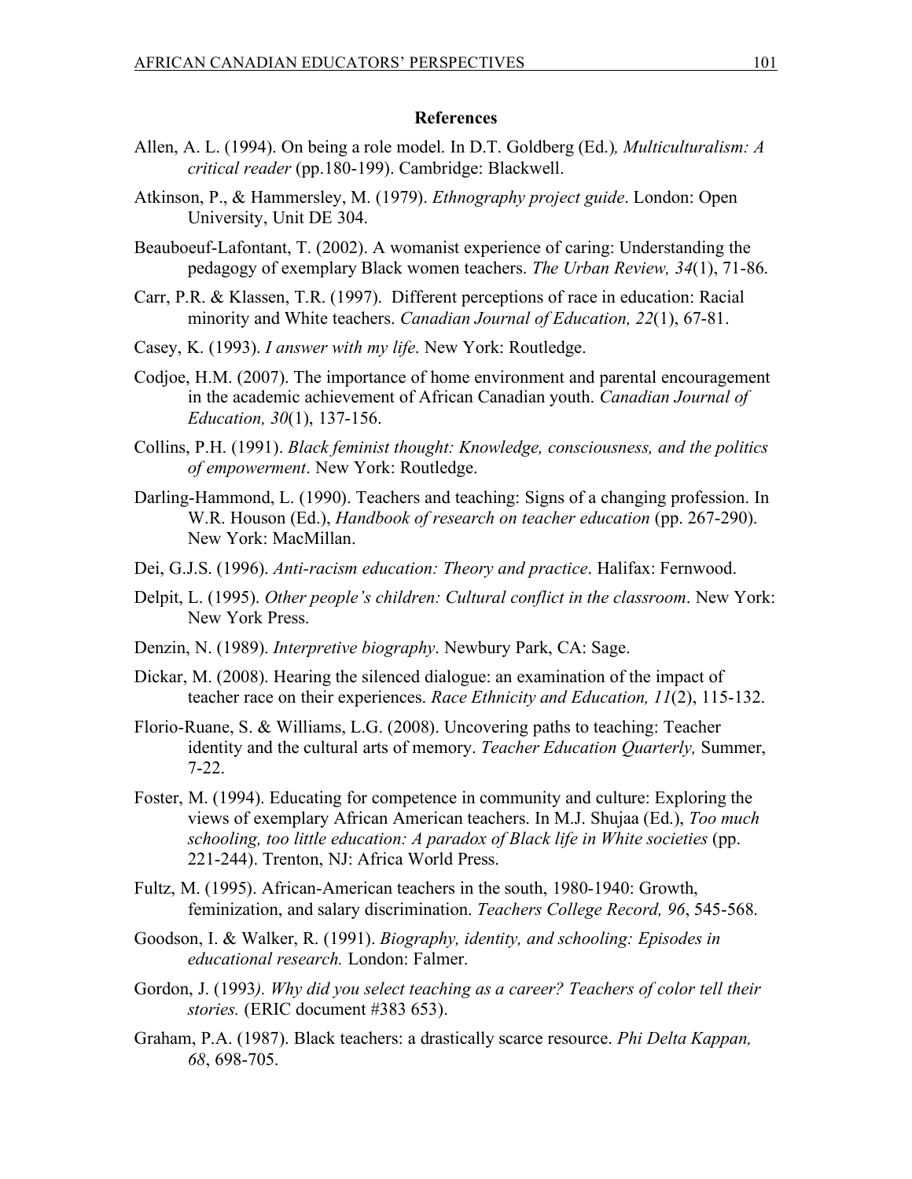## References

Allen, A. L. (1994). On being a role model. In D.T. Goldberg (Ed.), *Multiculturalism: A critical reader* (pp.180-199). Cambridge: Blackwell.

Atkinson, P., & Hammersley, M. (1979). *Ethnography project guide*. London: Open University, Unit DE 304.

Beauboeuf-Lafontant, T. (2002). A womanist experience of caring: Understanding the pedagogy of exemplary Black women teachers. *The Urban Review, 34*(1), 71-86.

Carr, P.R. & Klassen, T.R. (1997). Different perceptions of race in education: Racial minority and White teachers. *Canadian Journal of Education, 22*(1), 67-81.

Casey, K. (1993). *I answer with my life*. New York: Routledge.

Codjoe, H.M. (2007). The importance of home environment and parental encouragement in the academic achievement of African Canadian youth. *Canadian Journal of Education, 30*(1), 137-156.

Collins, P.H. (1991). *Black feminist thought: Knowledge, consciousness, and the politics of empowerment*. New York: Routledge.

Darling-Hammond, L. (1990). Teachers and teaching: Signs of a changing profession. In W.R. Houson (Ed.), *Handbook of research on teacher education* (pp. 267-290). New York: MacMillan.

Dei, G.J.S. (1996). *Anti-racism education: Theory and practice*. Halifax: Fernwood.

Delpit, L. (1995). *Other people's children: Cultural conflict in the classroom*. New York: New York Press.

Denzin, N. (1989). *Interpretive biography*. Newbury Park, CA: Sage.

Dickar, M. (2008). Hearing the silenced dialogue: an examination of the impact of teacher race on their experiences. *Race Ethnicity and Education, 11*(2), 115-132.

Florio-Ruane, S. & Williams, L.G. (2008). Uncovering paths to teaching: Teacher identity and the cultural arts of memory. *Teacher Education Quarterly,* Summer, 7-22.

Foster, M. (1994). Educating for competence in community and culture: Exploring the views of exemplary African American teachers. In M.J. Shujaa (Ed.), *Too much schooling, too little education: A paradox of Black life in White societies* (pp. 221-244). Trenton, NJ: Africa World Press.

Fultz, M. (1995). African-American teachers in the south, 1980-1940: Growth, feminization, and salary discrimination. *Teachers College Record, 96*, 545-568.

Goodson, I. & Walker, R. (1991). *Biography, identity, and schooling: Episodes in educational research.* London: Falmer.

Gordon, J. (1993*). Why did you select teaching as a career? Teachers of color tell their stories.* (ERIC document #383 653).

Graham, P.A. (1987). Black teachers: a drastically scarce resource. *Phi Delta Kappan, 68*, 698-705.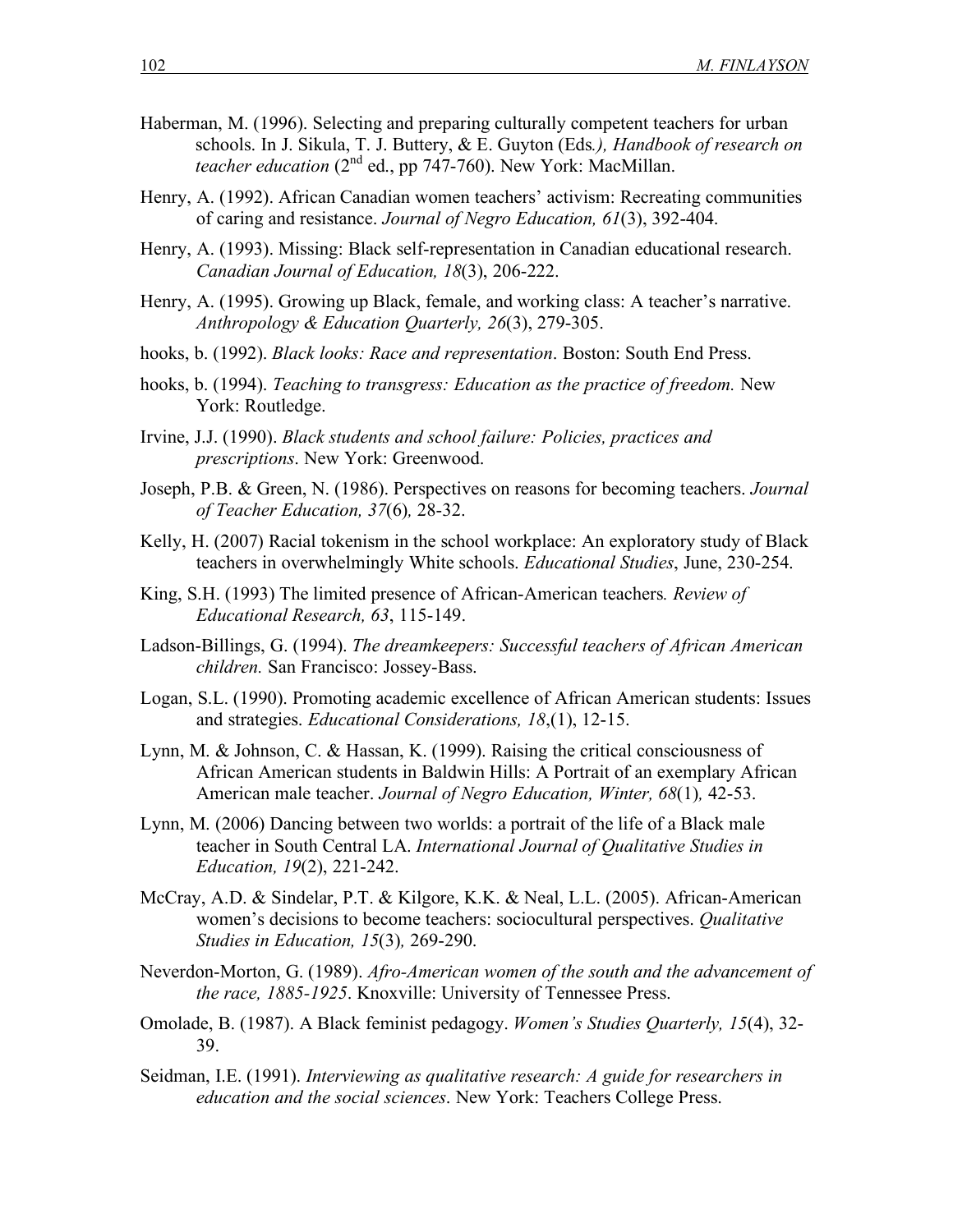Haberman, M. (1996). Selecting and preparing culturally competent teachers for urban schools. In J. Sikula, T. J. Buttery, & E. Guyton (Eds*.), Handbook of research on teacher education* (2nd ed., pp 747-760). New York: MacMillan.

Henry, A. (1992). African Canadian women teachers' activism: Recreating communities of caring and resistance. *Journal of Negro Education, 61*(3), 392-404.

Henry, A. (1993). Missing: Black self-representation in Canadian educational research. *Canadian Journal of Education, 18*(3), 206-222.

Henry, A. (1995). Growing up Black, female, and working class: A teacher's narrative. *Anthropology & Education Quarterly, 26*(3), 279-305.

hooks, b. (1992). *Black looks: Race and representation*. Boston: South End Press.

hooks, b. (1994). *Teaching to transgress: Education as the practice of freedom.* New York: Routledge.

Irvine, J.J. (1990). *Black students and school failure: Policies, practices and prescriptions*. New York: Greenwood.

Joseph, P.B. & Green, N. (1986). Perspectives on reasons for becoming teachers. *Journal of Teacher Education, 37*(6)*,* 28-32.

Kelly, H. (2007) Racial tokenism in the school workplace: An exploratory study of Black teachers in overwhelmingly White schools. *Educational Studies*, June, 230-254.

King, S.H. (1993) The limited presence of African-American teachers*. Review of Educational Research, 63*, 115-149.

Ladson-Billings, G. (1994). *The dreamkeepers: Successful teachers of African American children.* San Francisco: Jossey-Bass.

Logan, S.L. (1990). Promoting academic excellence of African American students: Issues and strategies. *Educational Considerations, 18*,(1), 12-15.

Lynn, M. & Johnson, C. & Hassan, K. (1999). Raising the critical consciousness of African American students in Baldwin Hills: A Portrait of an exemplary African American male teacher. *Journal of Negro Education, Winter, 68*(1)*,* 42-53.

Lynn, M. (2006) Dancing between two worlds: a portrait of the life of a Black male teacher in South Central LA. *International Journal of Qualitative Studies in Education, 19*(2), 221-242.

McCray, A.D. & Sindelar, P.T. & Kilgore, K.K. & Neal, L.L. (2005). African-American women's decisions to become teachers: sociocultural perspectives. *Qualitative Studies in Education, 15*(3)*,* 269-290.

Neverdon-Morton, G. (1989). *Afro-American women of the south and the advancement of the race, 1885-1925*. Knoxville: University of Tennessee Press.

Omolade, B. (1987). A Black feminist pedagogy. *Women's Studies Quarterly, 15*(4), 32-39.

Seidman, I.E. (1991). *Interviewing as qualitative research: A guide for researchers in education and the social sciences*. New York: Teachers College Press.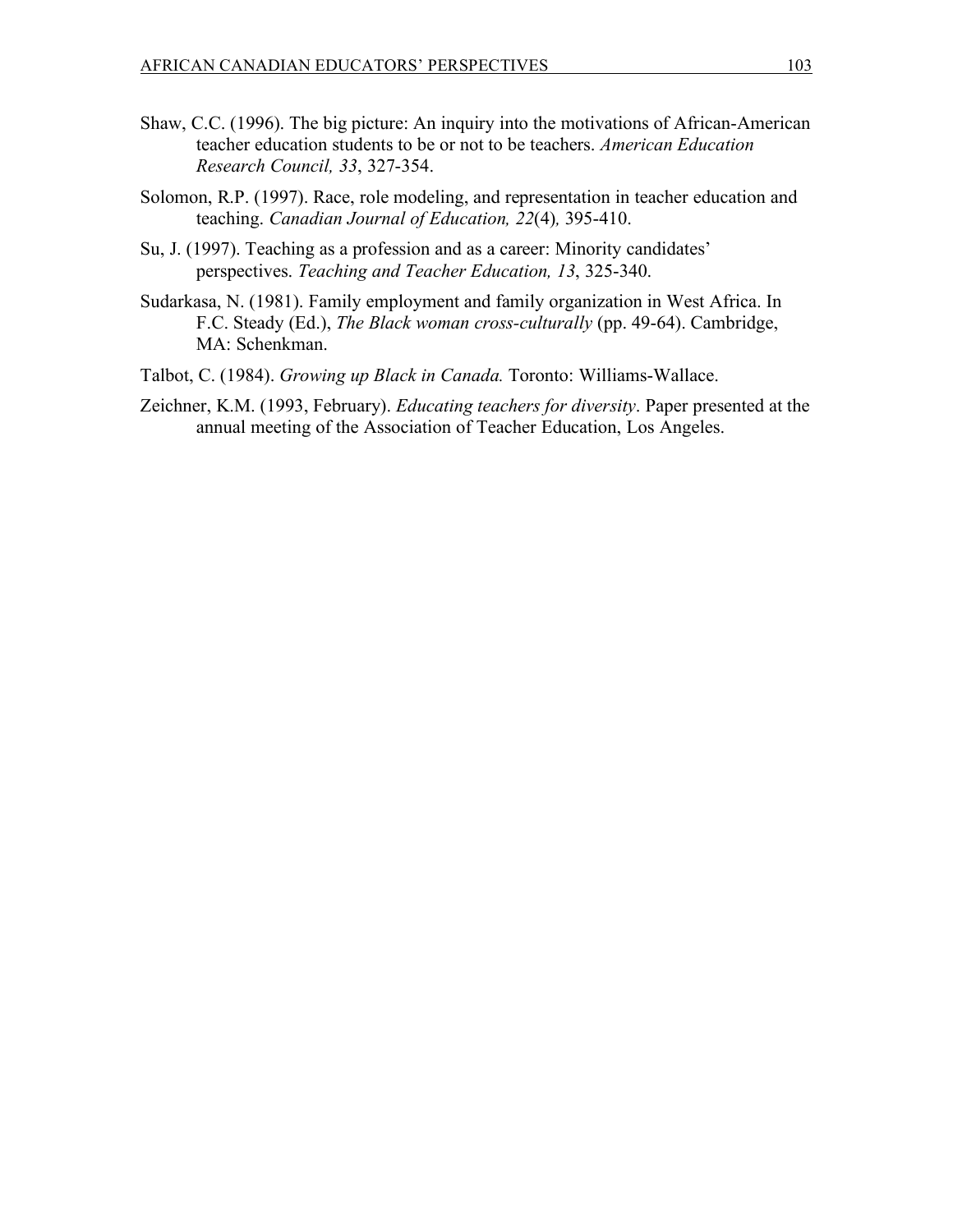Shaw, C.C. (1996). The big picture: An inquiry into the motivations of African-American teacher education students to be or not to be teachers. *American Education Research Council, 33*, 327-354.

Solomon, R.P. (1997). Race, role modeling, and representation in teacher education and teaching. *Canadian Journal of Education, 22*(4)*,* 395-410.

Su, J. (1997). Teaching as a profession and as a career: Minority candidates' perspectives. *Teaching and Teacher Education, 13*, 325-340.

Sudarkasa, N. (1981). Family employment and family organization in West Africa. In F.C. Steady (Ed.), *The Black woman cross-culturally* (pp. 49-64). Cambridge, MA: Schenkman.

Talbot, C. (1984). *Growing up Black in Canada.* Toronto: Williams-Wallace.

Zeichner, K.M. (1993, February). *Educating teachers for diversity*. Paper presented at the annual meeting of the Association of Teacher Education, Los Angeles.